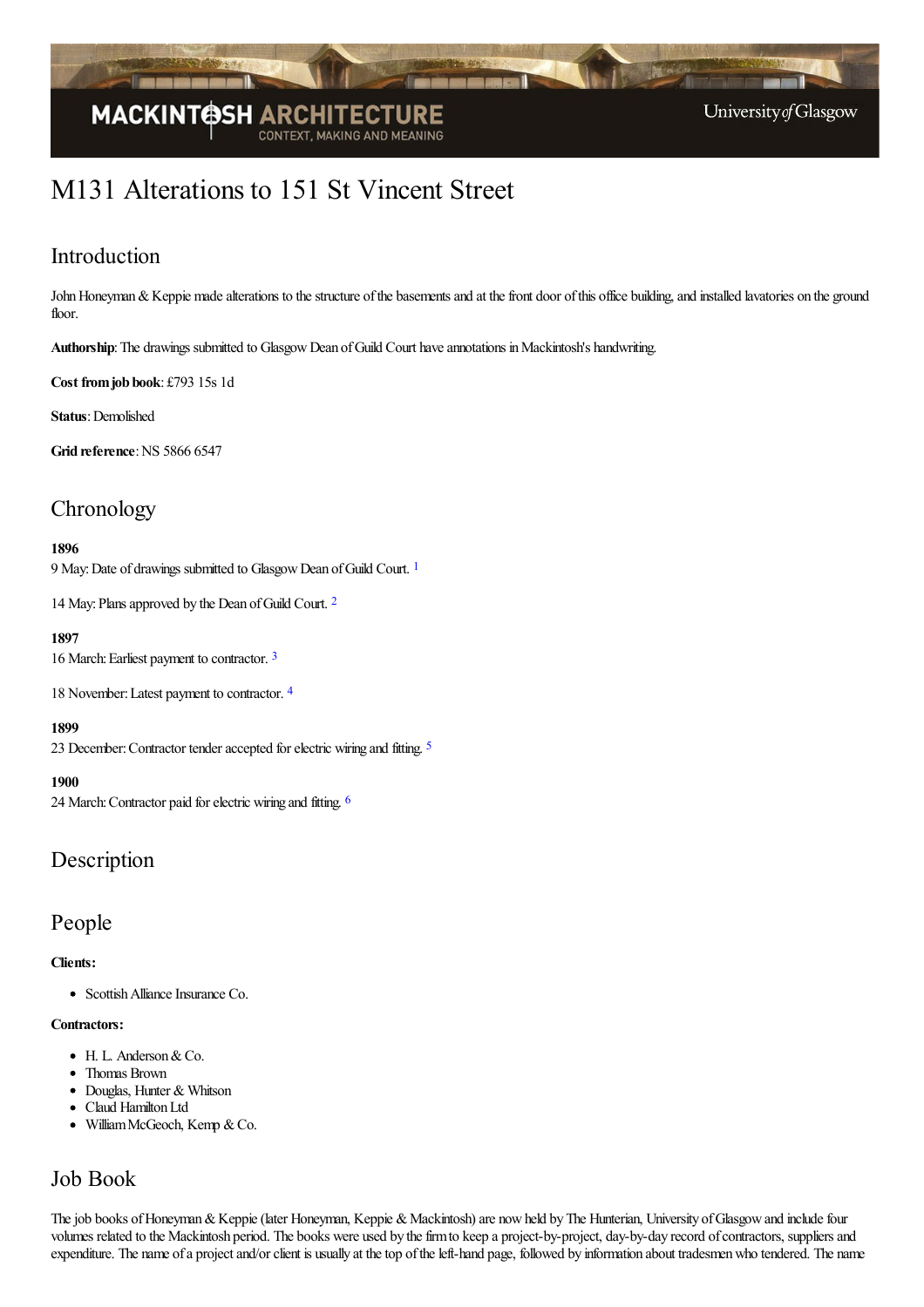# M131 Alterations to 151 St Vincent Street

## Introduction

John Honeyman & Keppie made alterations to the structure of the basements and at the front door of this office building, and installed lavatories on the ground floor.

**Authorship**: The drawings submitted to Glasgow Dean of Guild Court have annotations in Mackintosh's handwriting.

**Cost from job book**: £793 15s 1d

**Status**: Demolished

**Grid reference**: NS 5866 6547

## Chronology

**1896**

9 May: Date of drawings submitted to Glasgow Dean of Guild Court. [1]

14 May: Plans approved by the Dean of Guild Court. [2]

**1897**

16 March: Earliest payment to contractor. [3]

18 November: Latest payment to contractor. [4]

**1899**

23 December: Contractor tender accepted for electric wiring and fitting. [5]

**1900**

24 March: Contractor paid for electric wiring and fitting. [6]

## Description

## People

**Clients:**

- Scottish Alliance Insurance Co.

**Contractors:**

- H. L. Anderson & Co.
- Thomas Brown
- Douglas, Hunter & Whitson
- Claud Hamilton Ltd
- William McGeoch, Kemp & Co.

## Job Book

The job books of Honeyman & Keppie (later Honeyman, Keppie & Mackintosh) are now held by The Hunterian, University of Glasgow and include four volumes related to the Mackintosh period. The books were used by the firm to keep a project-by-project, day-by-day record of contractors, suppliers and expenditure. The name of a project and/or client is usually at the top of the left-hand page, followed by information about tradesmen who tendered. The name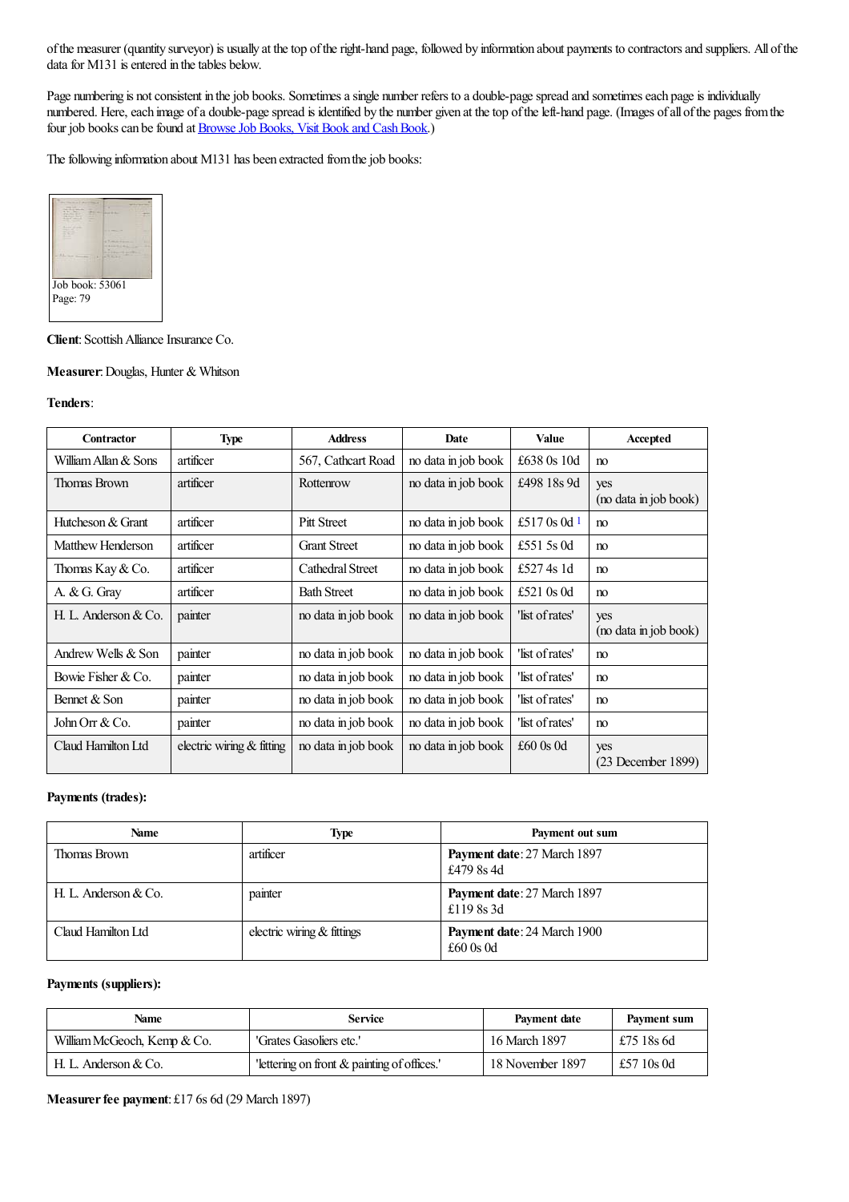of the measurer (quantity surveyor) is usually at the top of the right-hand page, followed by information about payments to contractors and suppliers. All of the data for M131 is entered in the tables below.

Page numbering is not consistent in the job books. Sometimes a single number refers to a double-page spread and sometimes each page is individually numbered. Here, each image of a double-page spread is identified by the number given at the top of the left-hand page. (Images of all of the pages from the four job books can be found at Browse Job Books, Visit Book and Cash Book.)

The following information about M131 has been extracted from the job books:

Job book: 53061
Page: 79

**Client**: Scottish Alliance Insurance Co.

**Measurer**: Douglas, Hunter & Whitson

**Tenders**:

| Contractor | Type | Address | Date | Value | Accepted |
|---|---|---|---|---|---|
| William Allan & Sons | artificer | 567, Cathcart Road | no data in job book | £638 0s 10d | no |
| Thomas Brown | artificer | Rottenrow | no data in job book | £498 18s 9d | yes (no data in job book) |
| Hutcheson & Grant | artificer | Pitt Street | no data in job book | £517 0s 0d [1] | no |
| Matthew Henderson | artificer | Grant Street | no data in job book | £551 5s 0d | no |
| Thomas Kay & Co. | artificer | Cathedral Street | no data in job book | £527 4s 1d | no |
| A. & G. Gray | artificer | Bath Street | no data in job book | £521 0s 0d | no |
| H. L. Anderson & Co. | painter | no data in job book | no data in job book | 'list of rates' | yes (no data in job book) |
| Andrew Wells & Son | painter | no data in job book | no data in job book | 'list of rates' | no |
| Bowie Fisher & Co. | painter | no data in job book | no data in job book | 'list of rates' | no |
| Bennet & Son | painter | no data in job book | no data in job book | 'list of rates' | no |
| John Orr & Co. | painter | no data in job book | no data in job book | 'list of rates' | no |
| Claud Hamilton Ltd | electric wiring & fitting | no data in job book | no data in job book | £60 0s 0d | yes (23 December 1899) |

**Payments (trades):**

| Name | Type | Payment out sum |
|---|---|---|
| Thomas Brown | artificer | **Payment date**: 27 March 1897 £479 8s 4d |
| H. L. Anderson & Co. | painter | **Payment date**: 27 March 1897 £119 8s 3d |
| Claud Hamilton Ltd | electric wiring & fittings | **Payment date**: 24 March 1900 £60 0s 0d |

**Payments (suppliers):**

| Name | Service | Payment date | Payment sum |
|---|---|---|---|
| William McGeoch, Kemp & Co. | 'Grates Gasoliers etc.' | 16 March 1897 | £75 18s 6d |
| H. L. Anderson & Co. | 'lettering on front & painting of offices.' | 18 November 1897 | £57 10s 0d |

**Measurer fee payment**: £17 6s 6d (29 March 1897)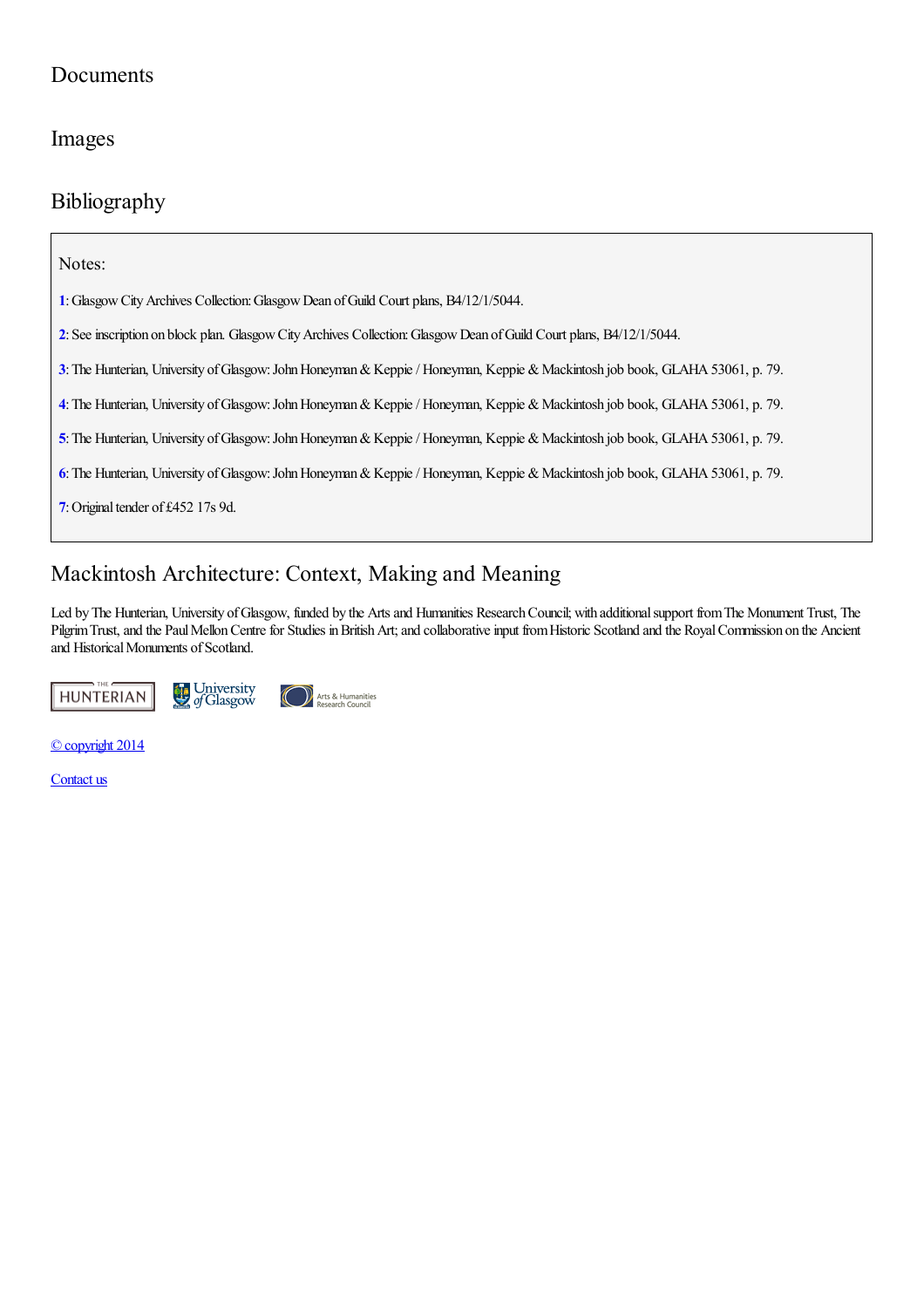## Documents

## Images

## Bibliography

Notes:

1: Glasgow City Archives Collection: Glasgow Dean of Guild Court plans, B4/12/1/5044.

2: See inscription on block plan. Glasgow City Archives Collection: Glasgow Dean of Guild Court plans, B4/12/1/5044.

3: The Hunterian, University of Glasgow: John Honeyman & Keppie / Honeyman, Keppie & Mackintosh job book, GLAHA 53061, p. 79.

4: The Hunterian, University of Glasgow: John Honeyman & Keppie / Honeyman, Keppie & Mackintosh job book, GLAHA 53061, p. 79.

5: The Hunterian, University of Glasgow: John Honeyman & Keppie / Honeyman, Keppie & Mackintosh job book, GLAHA 53061, p. 79.

6: The Hunterian, University of Glasgow: John Honeyman & Keppie / Honeyman, Keppie & Mackintosh job book, GLAHA 53061, p. 79.

7: Original tender of £452 17s 9d.

## Mackintosh Architecture: Context, Making and Meaning

Led by The Hunterian, University of Glasgow, funded by the Arts and Humanities Research Council; with additional support from The Monument Trust, The Pilgrim Trust, and the Paul Mellon Centre for Studies in British Art; and collaborative input from Historic Scotland and the Royal Commission on the Ancient and Historical Monuments of Scotland.

© copyright 2014

Contact us